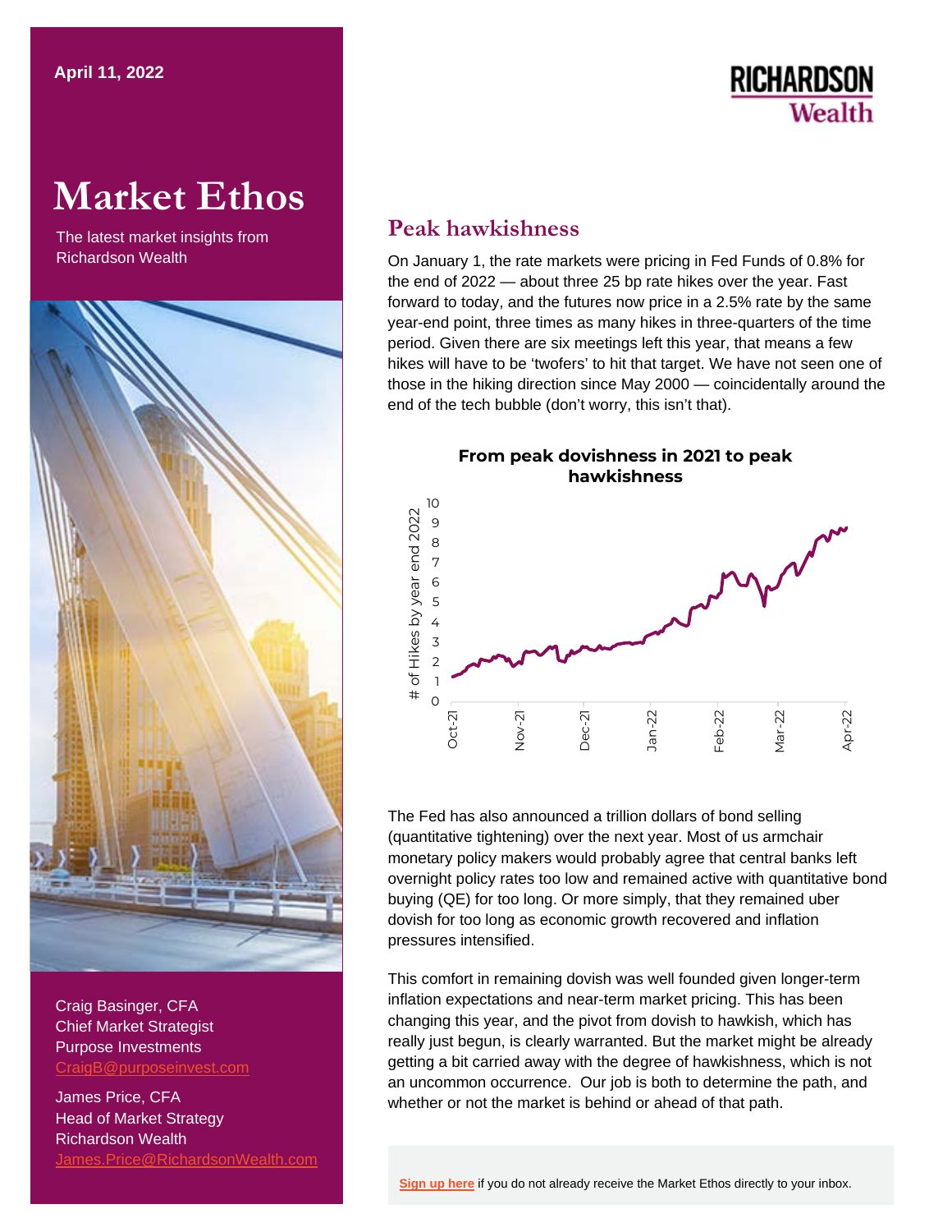April 11, 2022

# Market Ethos

The latest market insights from Richardson Wealth

## Peak hawkishness

On January 1, the rate markets were pricing in Fed Funds of 0.8% for the end of 2022 — about three 25 bp rate hikes over the year. Fast forward to today, and the futures now price in a 2.5% rate by the same year-end point, three times as many hikes in three-quarters of the time period. Given there are six meetings left this year, that means a few hikes will have to be 'twofers' to hit that target. We have not seen one of those in the hiking direction since May 2000 — coincidentally around the end of the tech bubble (don't worry, this isn't that).

**From peak dovishness in 2021 to peak hawkishness**

The Fed has also announced a trillion dollars of bond selling (quantitative tightening) over the next year. Most of us armchair monetary policy makers would probably agree that central banks left overnight policy rates too low and remained active with quantitative bond buying (QE) for too long. Or more simply, that they remained uber dovish for too long as economic growth recovered and inflation pressures intensified.

This comfort in remaining dovish was well founded given longer-term inflation expectations and near-term market pricing. This has been changing this year, and the pivot from dovish to hawkish, which has really just begun, is clearly warranted. But the market might be already getting a bit carried away with the degree of hawkishness, which is not an uncommon occurrence. Our job is both to determine the path, and whether or not the market is behind or ahead of that path.

Craig Basinger, CFA
Chief Market Strategist
Purpose Investments
CraigB@purposeinvest.com

James Price, CFA
Head of Market Strategy
Richardson Wealth
James.Price@RichardsonWealth.com

**Sign up here** if you do not already receive the Market Ethos directly to your inbox.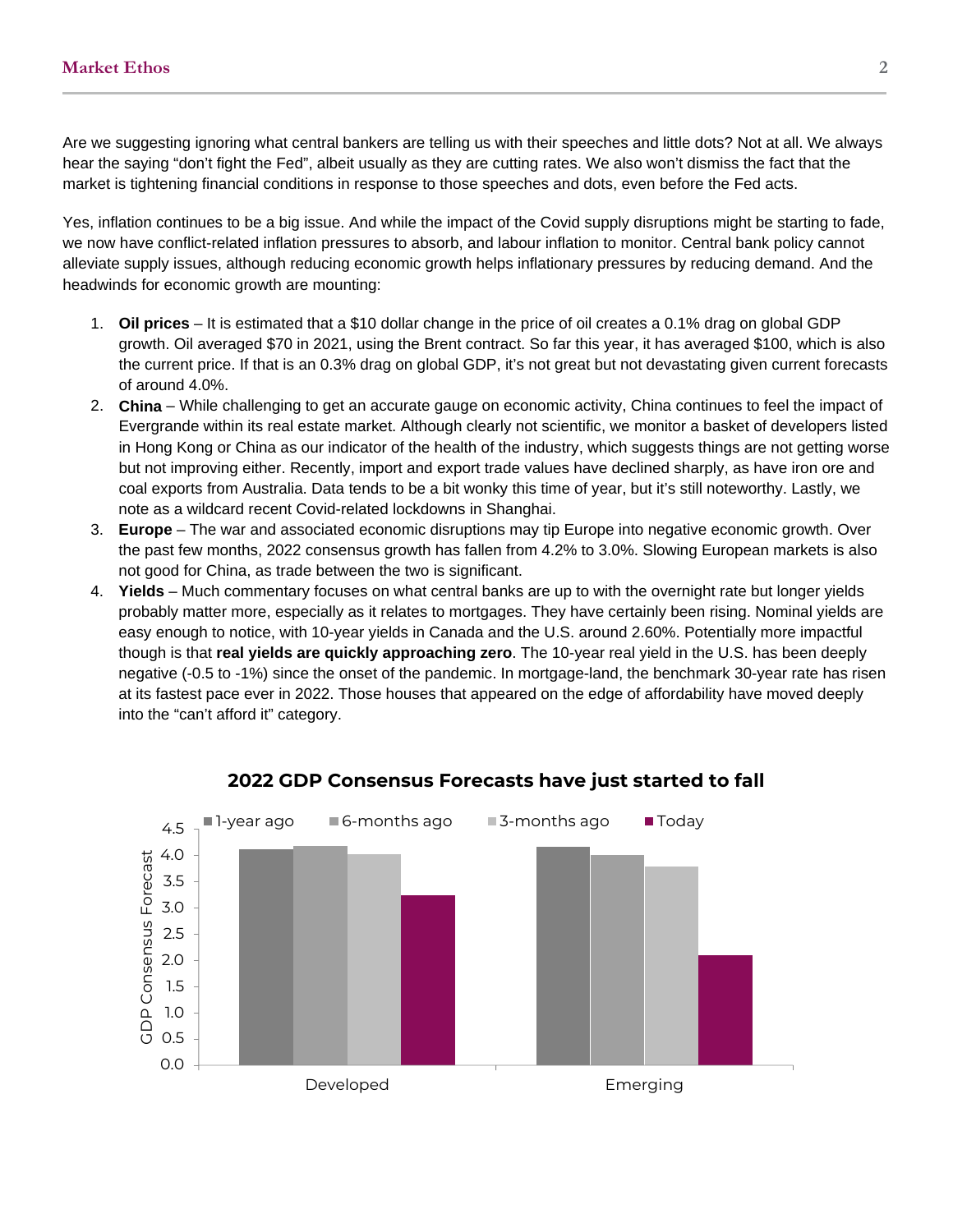Are we suggesting ignoring what central bankers are telling us with their speeches and little dots? Not at all. We always hear the saying "don't fight the Fed", albeit usually as they are cutting rates. We also won't dismiss the fact that the market is tightening financial conditions in response to those speeches and dots, even before the Fed acts.

Yes, inflation continues to be a big issue. And while the impact of the Covid supply disruptions might be starting to fade, we now have conflict-related inflation pressures to absorb, and labour inflation to monitor. Central bank policy cannot alleviate supply issues, although reducing economic growth helps inflationary pressures by reducing demand. And the headwinds for economic growth are mounting:

1. **Oil prices** – It is estimated that a $10 dollar change in the price of oil creates a 0.1% drag on global GDP growth. Oil averaged $70 in 2021, using the Brent contract. So far this year, it has averaged $100, which is also the current price. If that is an 0.3% drag on global GDP, it's not great but not devastating given current forecasts of around 4.0%.
2. **China** – While challenging to get an accurate gauge on economic activity, China continues to feel the impact of Evergrande within its real estate market. Although clearly not scientific, we monitor a basket of developers listed in Hong Kong or China as our indicator of the health of the industry, which suggests things are not getting worse but not improving either. Recently, import and export trade values have declined sharply, as have iron ore and coal exports from Australia. Data tends to be a bit wonky this time of year, but it's still noteworthy. Lastly, we note as a wildcard recent Covid-related lockdowns in Shanghai.
3. **Europe** – The war and associated economic disruptions may tip Europe into negative economic growth. Over the past few months, 2022 consensus growth has fallen from 4.2% to 3.0%. Slowing European markets is also not good for China, as trade between the two is significant.
4. **Yields** – Much commentary focuses on what central banks are up to with the overnight rate but longer yields probably matter more, especially as it relates to mortgages. They have certainly been rising. Nominal yields are easy enough to notice, with 10-year yields in Canada and the U.S. around 2.60%. Potentially more impactful though is that **real yields are quickly approaching zero**. The 10-year real yield in the U.S. has been deeply negative (-0.5 to -1%) since the onset of the pandemic. In mortgage-land, the benchmark 30-year rate has risen at its fastest pace ever in 2022. Those houses that appeared on the edge of affordability have moved deeply into the "can't afford it" category.

**2022 GDP Consensus Forecasts have just started to fall**

| GDP Consensus Forecast | 1-year ago | 6-months ago | 3-months ago | Today |
|---|---|---|---|---|
| Developed | 4.1 | 4.2 | 4.0 | 3.2 |
| Emerging | 4.2 | 4.0 | 3.8 | 2.1 |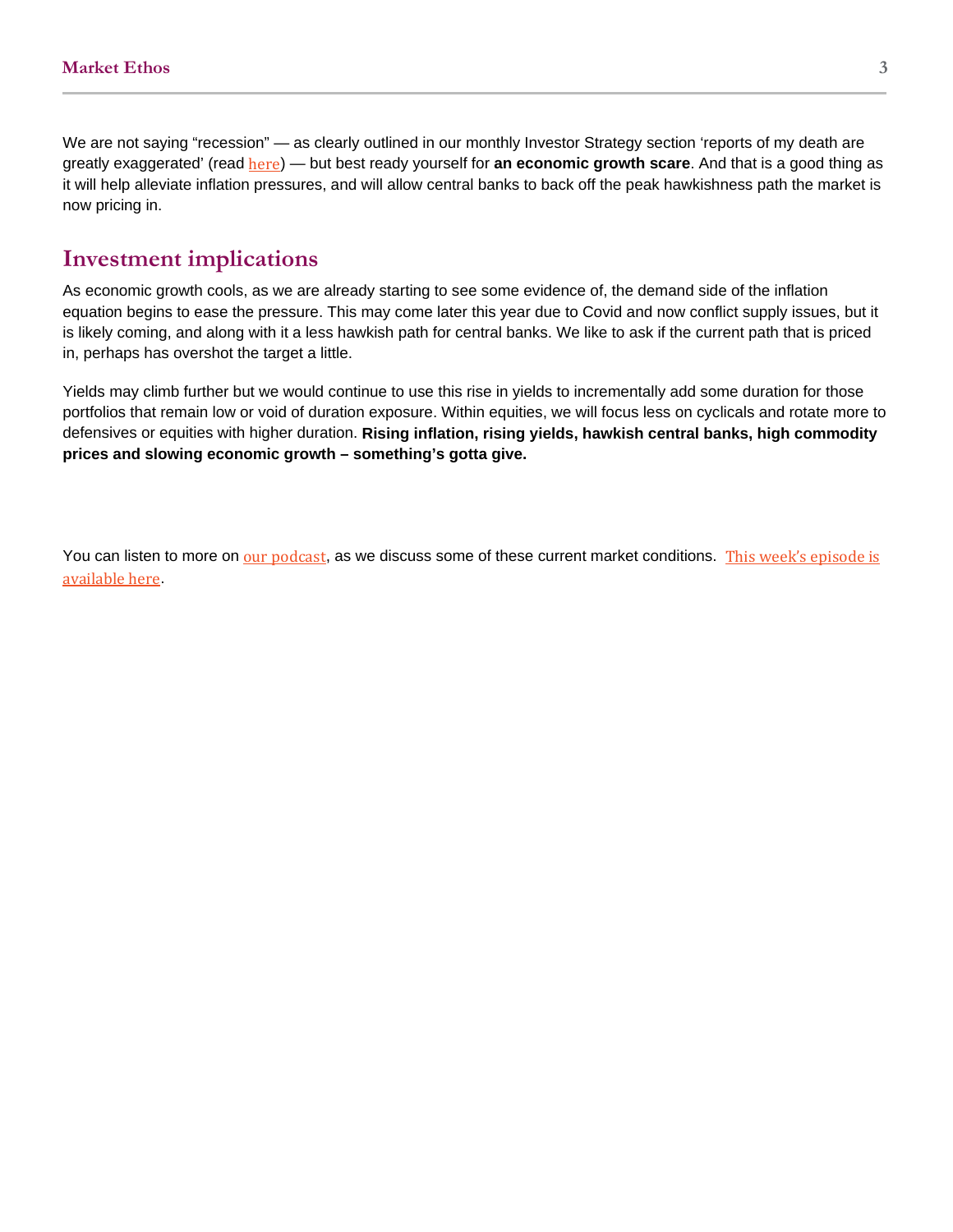We are not saying "recession" — as clearly outlined in our monthly Investor Strategy section 'reports of my death are greatly exaggerated' (read here) — but best ready yourself for **an economic growth scare**. And that is a good thing as it will help alleviate inflation pressures, and will allow central banks to back off the peak hawkishness path the market is now pricing in.

## Investment implications

As economic growth cools, as we are already starting to see some evidence of, the demand side of the inflation equation begins to ease the pressure. This may come later this year due to Covid and now conflict supply issues, but it is likely coming, and along with it a less hawkish path for central banks. We like to ask if the current path that is priced in, perhaps has overshot the target a little.

Yields may climb further but we would continue to use this rise in yields to incrementally add some duration for those portfolios that remain low or void of duration exposure. Within equities, we will focus less on cyclicals and rotate more to defensives or equities with higher duration. **Rising inflation, rising yields, hawkish central banks, high commodity prices and slowing economic growth – something's gotta give.**

You can listen to more on our podcast, as we discuss some of these current market conditions. This week's episode is available here.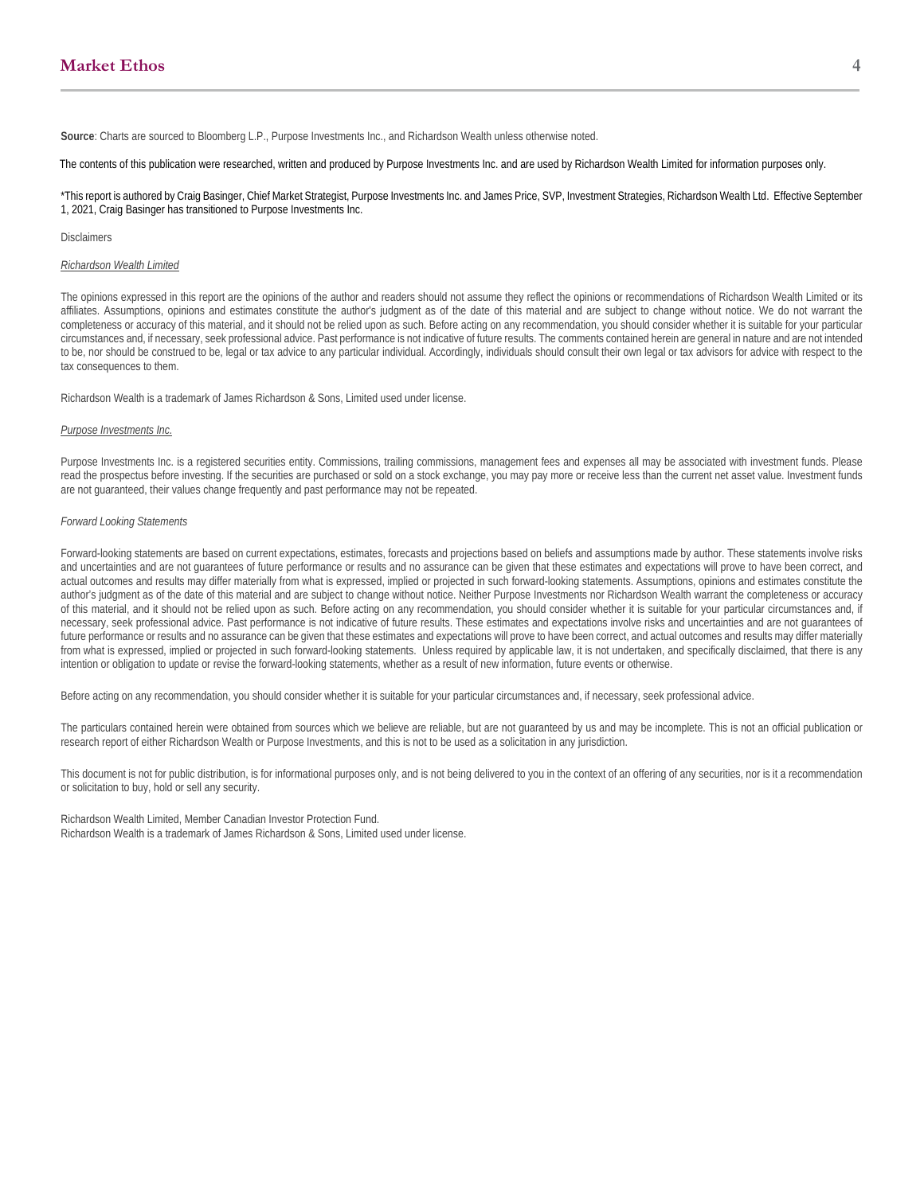**Source**: Charts are sourced to Bloomberg L.P., Purpose Investments Inc., and Richardson Wealth unless otherwise noted.

The contents of this publication were researched, written and produced by Purpose Investments Inc. and are used by Richardson Wealth Limited for information purposes only.

*This report is authored by Craig Basinger, Chief Market Strategist, Purpose Investments Inc. and James Price, SVP, Investment Strategies, Richardson Wealth Ltd. Effective September 1, 2021, Craig Basinger has transitioned to Purpose Investments Inc.

Disclaimers

*Richardson Wealth Limited*

The opinions expressed in this report are the opinions of the author and readers should not assume they reflect the opinions or recommendations of Richardson Wealth Limited or its affiliates. Assumptions, opinions and estimates constitute the author's judgment as of the date of this material and are subject to change without notice. We do not warrant the completeness or accuracy of this material, and it should not be relied upon as such. Before acting on any recommendation, you should consider whether it is suitable for your particular circumstances and, if necessary, seek professional advice. Past performance is not indicative of future results. The comments contained herein are general in nature and are not intended to be, nor should be construed to be, legal or tax advice to any particular individual. Accordingly, individuals should consult their own legal or tax advisors for advice with respect to the tax consequences to them.

Richardson Wealth is a trademark of James Richardson & Sons, Limited used under license.

*Purpose Investments Inc.*

Purpose Investments Inc. is a registered securities entity. Commissions, trailing commissions, management fees and expenses all may be associated with investment funds. Please read the prospectus before investing. If the securities are purchased or sold on a stock exchange, you may pay more or receive less than the current net asset value. Investment funds are not guaranteed, their values change frequently and past performance may not be repeated.

*Forward Looking Statements*

Forward-looking statements are based on current expectations, estimates, forecasts and projections based on beliefs and assumptions made by author. These statements involve risks and uncertainties and are not guarantees of future performance or results and no assurance can be given that these estimates and expectations will prove to have been correct, and actual outcomes and results may differ materially from what is expressed, implied or projected in such forward-looking statements. Assumptions, opinions and estimates constitute the author's judgment as of the date of this material and are subject to change without notice. Neither Purpose Investments nor Richardson Wealth warrant the completeness or accuracy of this material, and it should not be relied upon as such. Before acting on any recommendation, you should consider whether it is suitable for your particular circumstances and, if necessary, seek professional advice. Past performance is not indicative of future results. These estimates and expectations involve risks and uncertainties and are not guarantees of future performance or results and no assurance can be given that these estimates and expectations will prove to have been correct, and actual outcomes and results may differ materially from what is expressed, implied or projected in such forward-looking statements. Unless required by applicable law, it is not undertaken, and specifically disclaimed, that there is any intention or obligation to update or revise the forward-looking statements, whether as a result of new information, future events or otherwise.

Before acting on any recommendation, you should consider whether it is suitable for your particular circumstances and, if necessary, seek professional advice.

The particulars contained herein were obtained from sources which we believe are reliable, but are not guaranteed by us and may be incomplete. This is not an official publication or research report of either Richardson Wealth or Purpose Investments, and this is not to be used as a solicitation in any jurisdiction.

This document is not for public distribution, is for informational purposes only, and is not being delivered to you in the context of an offering of any securities, nor is it a recommendation or solicitation to buy, hold or sell any security.

Richardson Wealth Limited, Member Canadian Investor Protection Fund.
Richardson Wealth is a trademark of James Richardson & Sons, Limited used under license.